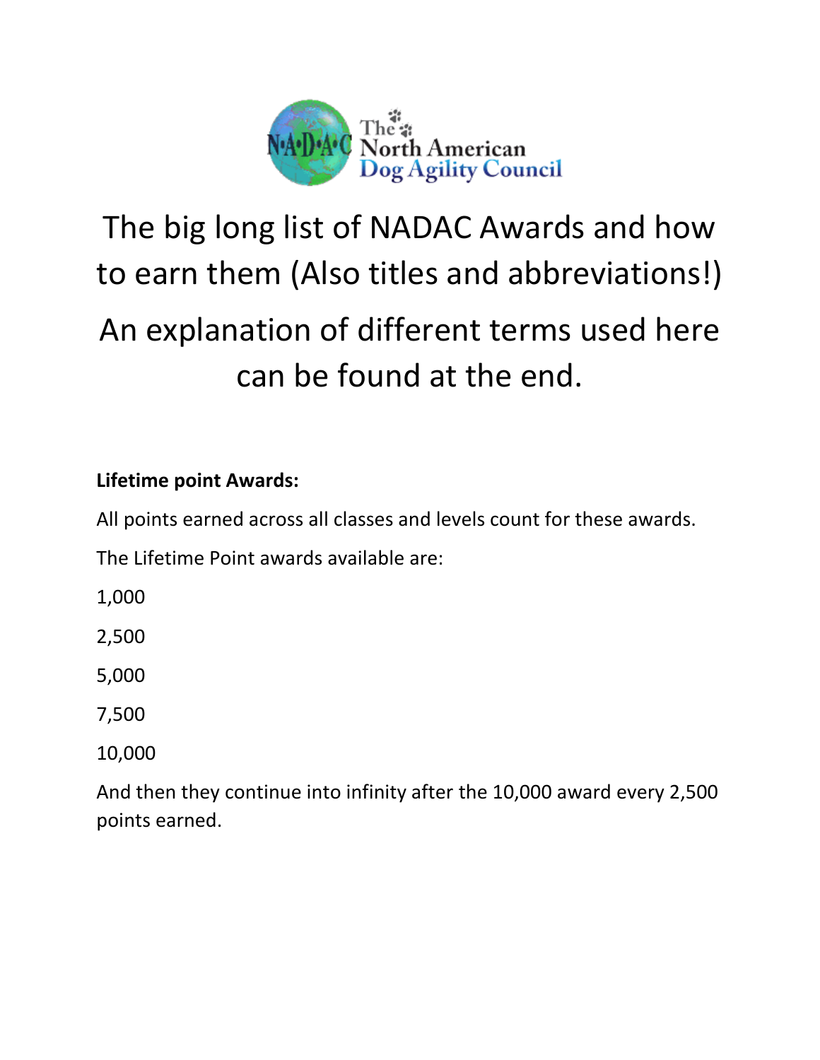# The big long list of NADAC Awards and how to earn them (Also titles and abbreviations!)

# An explanation of different terms used here can be found at the end.

**Lifetime point Awards:**

All points earned across all classes and levels count for these awards.

The Lifetime Point awards available are:

1,000

2,500

5,000

7,500

10,000

And then they continue into infinity after the 10,000 award every 2,500 points earned.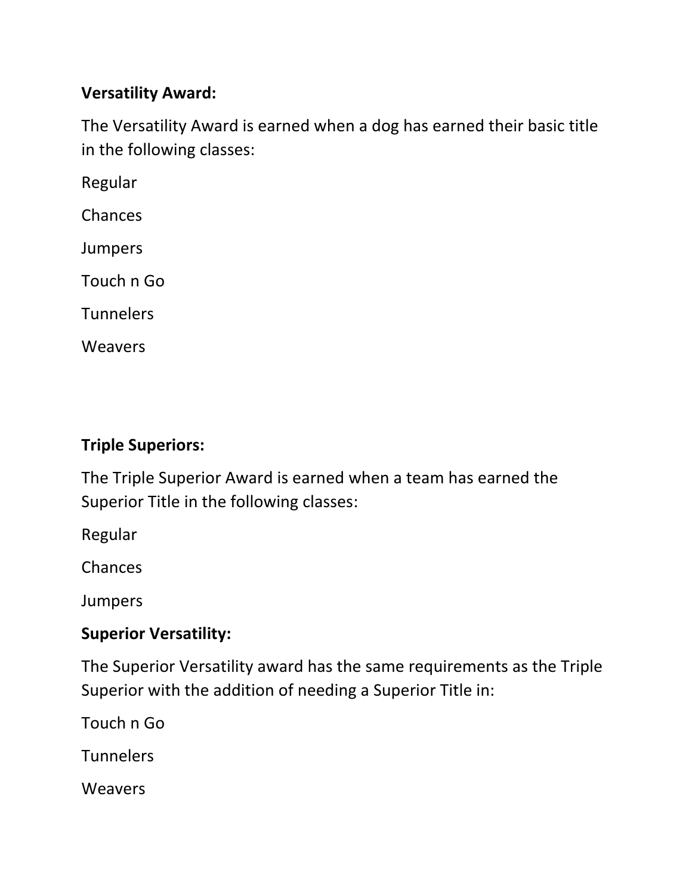**Versatility Award:**

The Versatility Award is earned when a dog has earned their basic title in the following classes:

Regular

Chances

Jumpers

Touch n Go

Tunnelers

Weavers

**Triple Superiors:**

The Triple Superior Award is earned when a team has earned the Superior Title in the following classes:

Regular

Chances

Jumpers

**Superior Versatility:**

The Superior Versatility award has the same requirements as the Triple Superior with the addition of needing a Superior Title in:

Touch n Go

Tunnelers

Weavers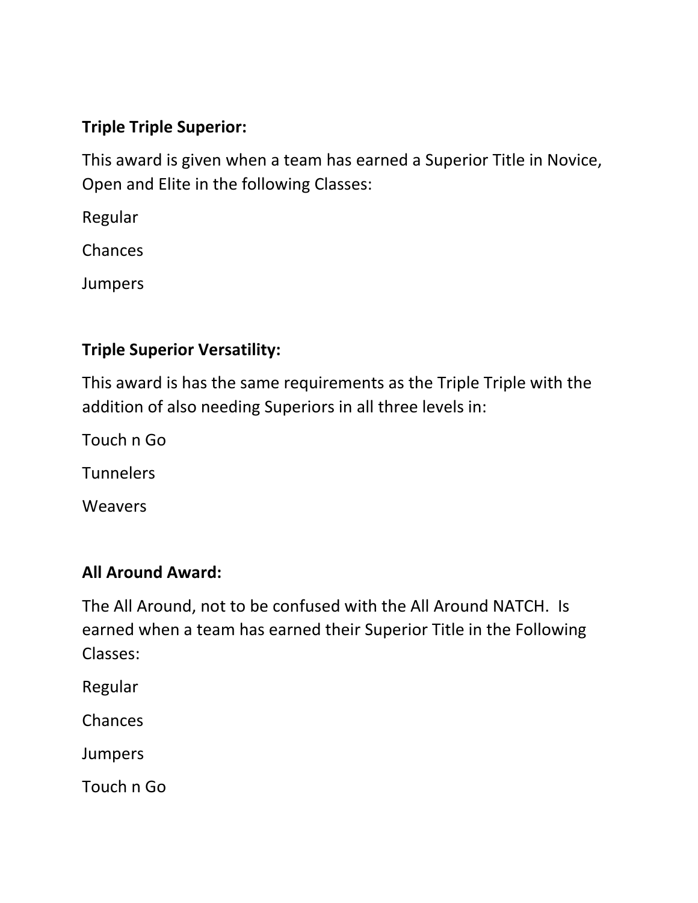**Triple Triple Superior:**

This award is given when a team has earned a Superior Title in Novice, Open and Elite in the following Classes:

Regular

Chances

Jumpers

**Triple Superior Versatility:**

This award is has the same requirements as the Triple Triple with the addition of also needing Superiors in all three levels in:

Touch n Go

Tunnelers

Weavers

**All Around Award:**

The All Around, not to be confused with the All Around NATCH. Is earned when a team has earned their Superior Title in the Following Classes:

Regular

Chances

Jumpers

Touch n Go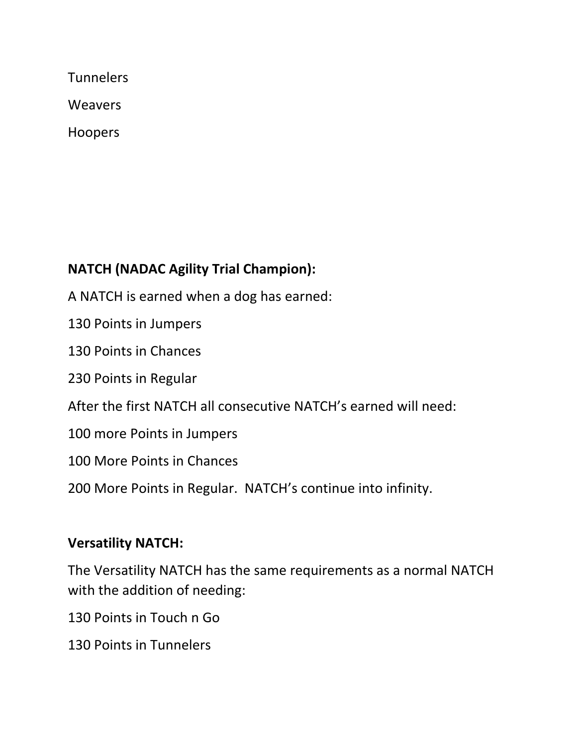Tunnelers

Weavers

Hoopers

**NATCH (NADAC Agility Trial Champion):**

A NATCH is earned when a dog has earned:

130 Points in Jumpers

130 Points in Chances

230 Points in Regular

After the first NATCH all consecutive NATCH's earned will need:

100 more Points in Jumpers

100 More Points in Chances

200 More Points in Regular.  NATCH's continue into infinity.

**Versatility NATCH:**

The Versatility NATCH has the same requirements as a normal NATCH with the addition of needing:

130 Points in Touch n Go

130 Points in Tunnelers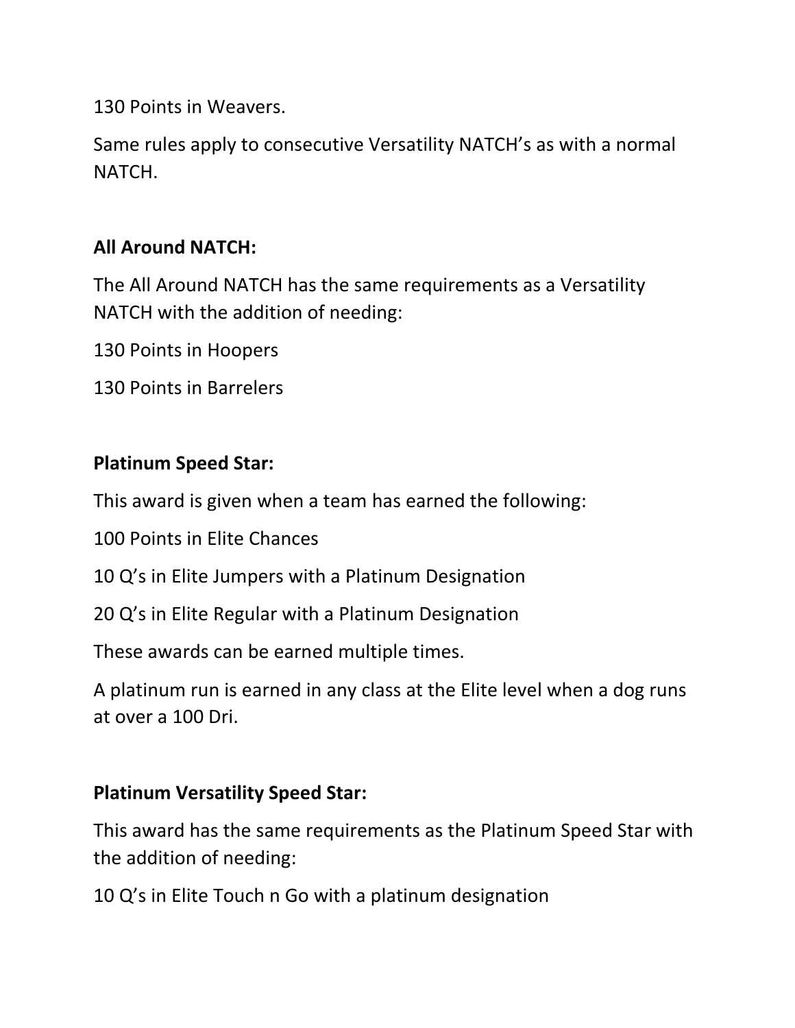130 Points in Weavers.

Same rules apply to consecutive Versatility NATCH's as with a normal NATCH.

**All Around NATCH:**

The All Around NATCH has the same requirements as a Versatility NATCH with the addition of needing:

130 Points in Hoopers

130 Points in Barrelers

**Platinum Speed Star:**

This award is given when a team has earned the following:

100 Points in Elite Chances

10 Q's in Elite Jumpers with a Platinum Designation

20 Q's in Elite Regular with a Platinum Designation

These awards can be earned multiple times.

A platinum run is earned in any class at the Elite level when a dog runs at over a 100 Dri.

**Platinum Versatility Speed Star:**

This award has the same requirements as the Platinum Speed Star with the addition of needing:

10 Q's in Elite Touch n Go with a platinum designation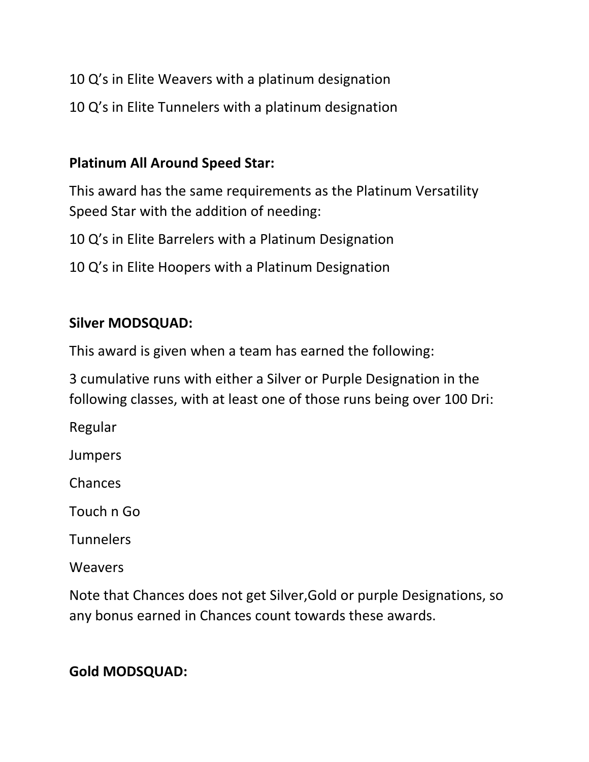10 Q's in Elite Weavers with a platinum designation

10 Q's in Elite Tunnelers with a platinum designation

**Platinum All Around Speed Star:**

This award has the same requirements as the Platinum Versatility Speed Star with the addition of needing:

10 Q's in Elite Barrelers with a Platinum Designation

10 Q's in Elite Hoopers with a Platinum Designation

**Silver MODSQUAD:**

This award is given when a team has earned the following:

3 cumulative runs with either a Silver or Purple Designation in the following classes, with at least one of those runs being over 100 Dri:

Regular

Jumpers

Chances

Touch n Go

Tunnelers

Weavers

Note that Chances does not get Silver,Gold or purple Designations, so any bonus earned in Chances count towards these awards.

**Gold MODSQUAD:**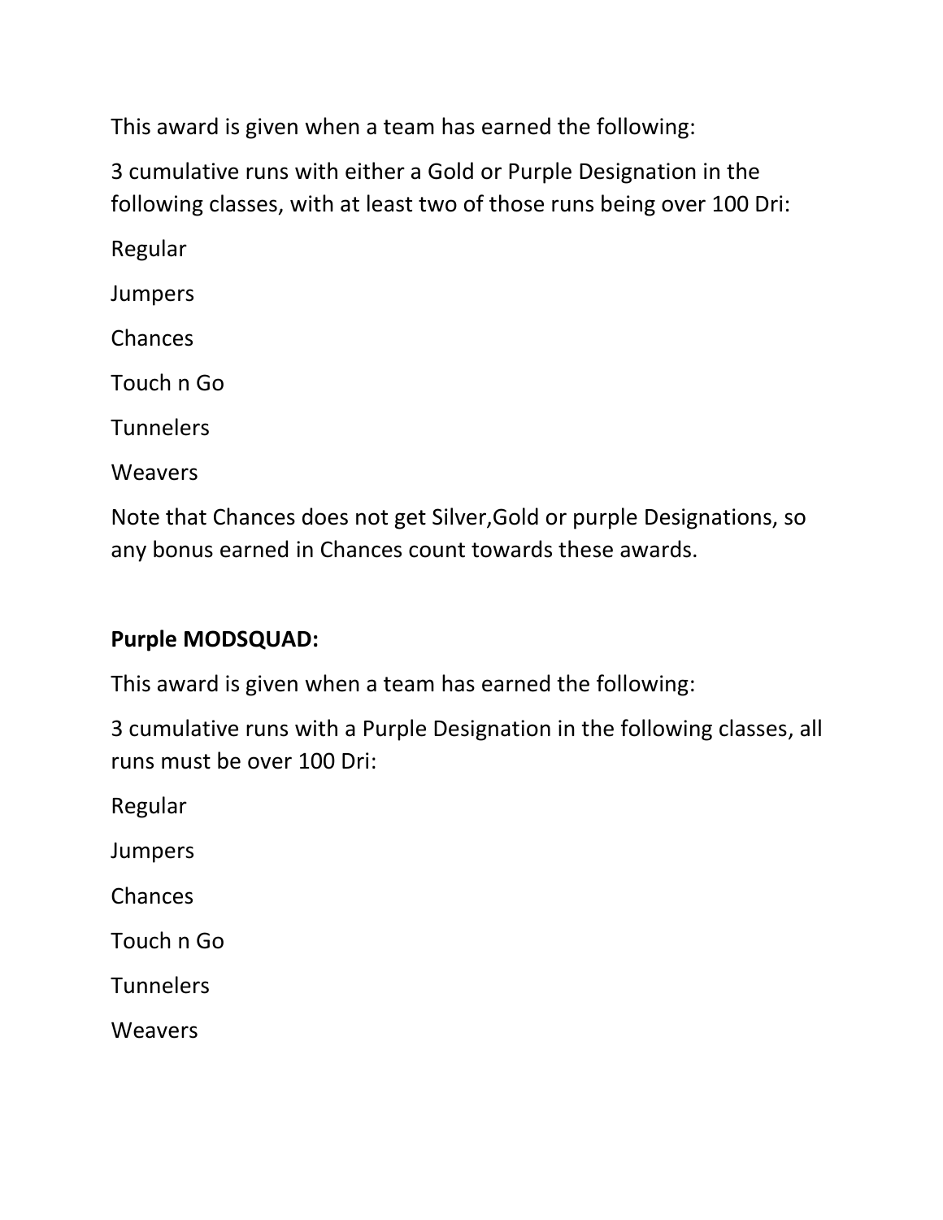This award is given when a team has earned the following:

3 cumulative runs with either a Gold or Purple Designation in the following classes, with at least two of those runs being over 100 Dri:

Regular

Jumpers

Chances

Touch n Go

Tunnelers

Weavers

Note that Chances does not get Silver,Gold or purple Designations, so any bonus earned in Chances count towards these awards.

**Purple MODSQUAD:**

This award is given when a team has earned the following:

3 cumulative runs with a Purple Designation in the following classes, all runs must be over 100 Dri:

Regular

Jumpers

Chances

Touch n Go

Tunnelers

Weavers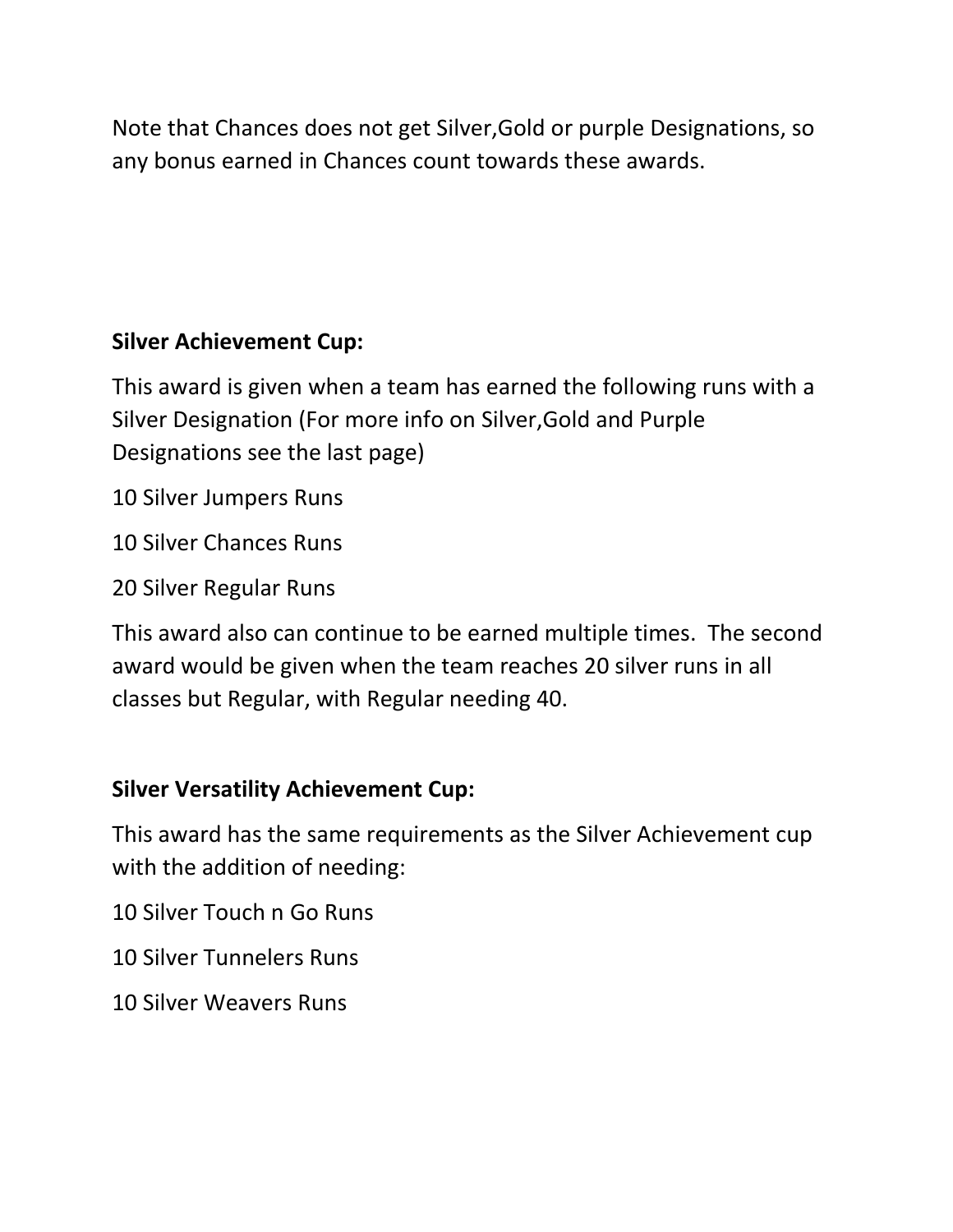Note that Chances does not get Silver,Gold or purple Designations, so any bonus earned in Chances count towards these awards.

**Silver Achievement Cup:**

This award is given when a team has earned the following runs with a Silver Designation (For more info on Silver,Gold and Purple Designations see the last page)

10 Silver Jumpers Runs

10 Silver Chances Runs

20 Silver Regular Runs

This award also can continue to be earned multiple times. The second award would be given when the team reaches 20 silver runs in all classes but Regular, with Regular needing 40.

**Silver Versatility Achievement Cup:**

This award has the same requirements as the Silver Achievement cup with the addition of needing:

10 Silver Touch n Go Runs

10 Silver Tunnelers Runs

10 Silver Weavers Runs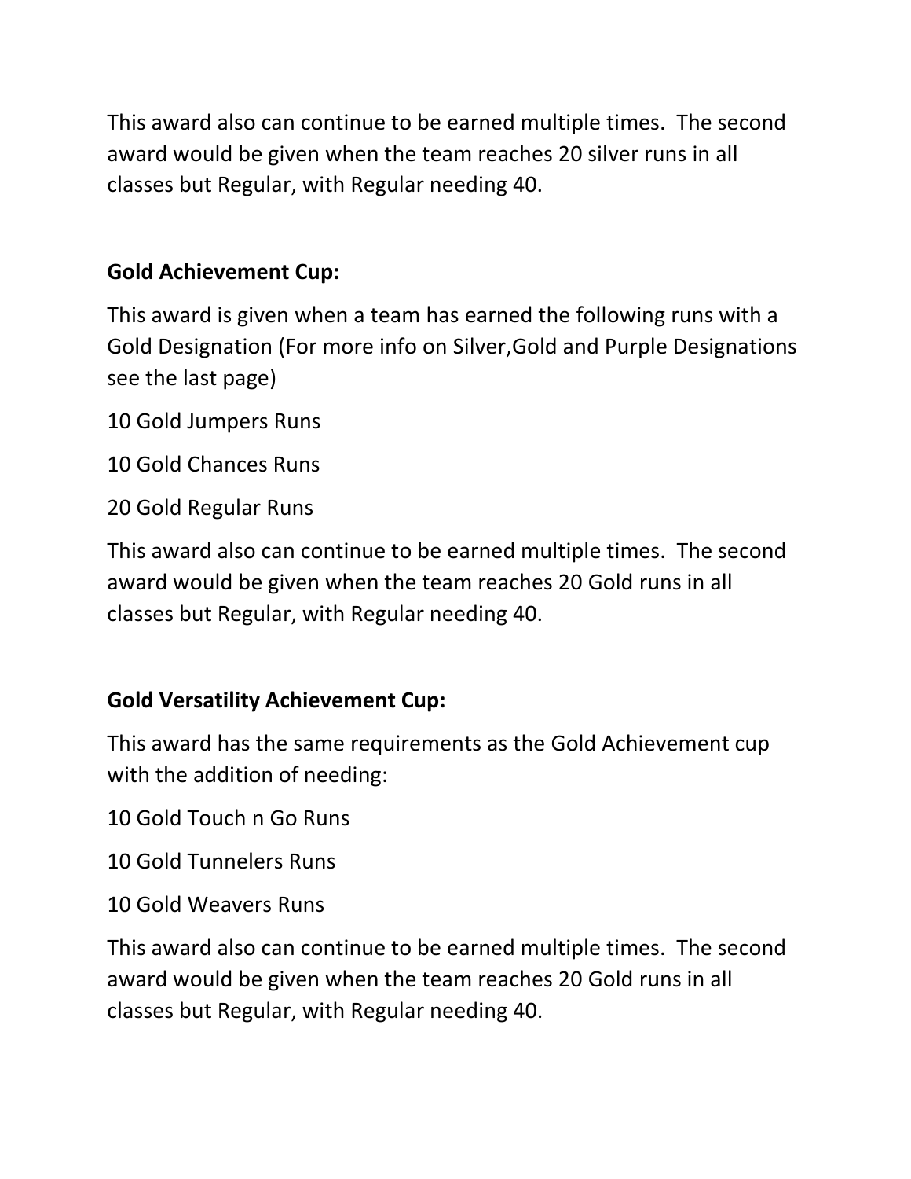This award also can continue to be earned multiple times. The second award would be given when the team reaches 20 silver runs in all classes but Regular, with Regular needing 40.

**Gold Achievement Cup:**

This award is given when a team has earned the following runs with a Gold Designation (For more info on Silver,Gold and Purple Designations see the last page)

10 Gold Jumpers Runs

10 Gold Chances Runs

20 Gold Regular Runs

This award also can continue to be earned multiple times. The second award would be given when the team reaches 20 Gold runs in all classes but Regular, with Regular needing 40.

**Gold Versatility Achievement Cup:**

This award has the same requirements as the Gold Achievement cup with the addition of needing:

10 Gold Touch n Go Runs

10 Gold Tunnelers Runs

10 Gold Weavers Runs

This award also can continue to be earned multiple times. The second award would be given when the team reaches 20 Gold runs in all classes but Regular, with Regular needing 40.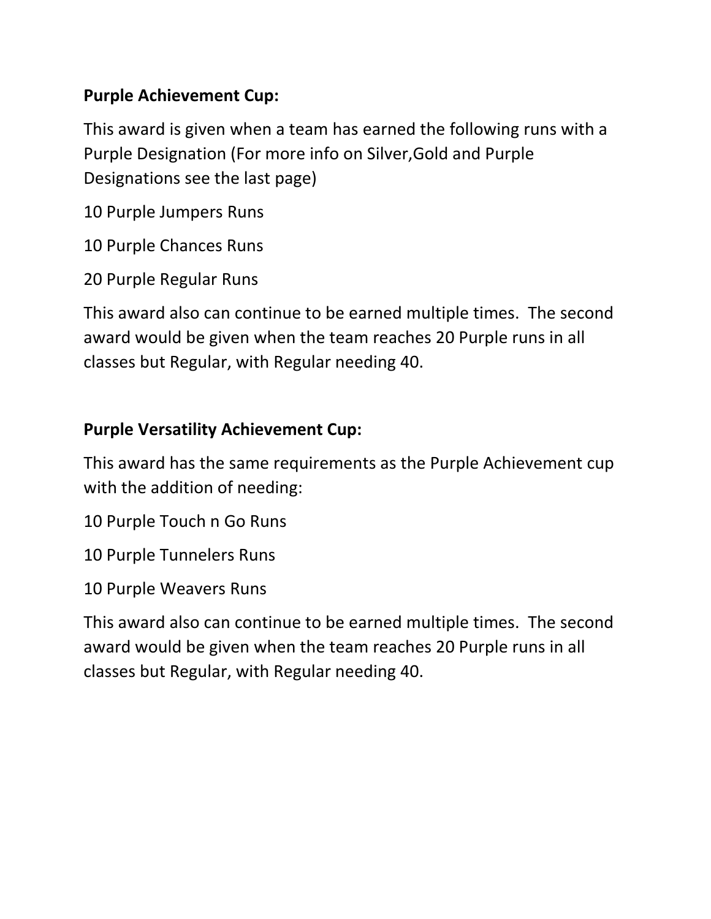**Purple Achievement Cup:**

This award is given when a team has earned the following runs with a Purple Designation (For more info on Silver,Gold and Purple Designations see the last page)

10 Purple Jumpers Runs

10 Purple Chances Runs

20 Purple Regular Runs

This award also can continue to be earned multiple times.  The second award would be given when the team reaches 20 Purple runs in all classes but Regular, with Regular needing 40.

**Purple Versatility Achievement Cup:**

This award has the same requirements as the Purple Achievement cup with the addition of needing:

10 Purple Touch n Go Runs

10 Purple Tunnelers Runs

10 Purple Weavers Runs

This award also can continue to be earned multiple times.  The second award would be given when the team reaches 20 Purple runs in all classes but Regular, with Regular needing 40.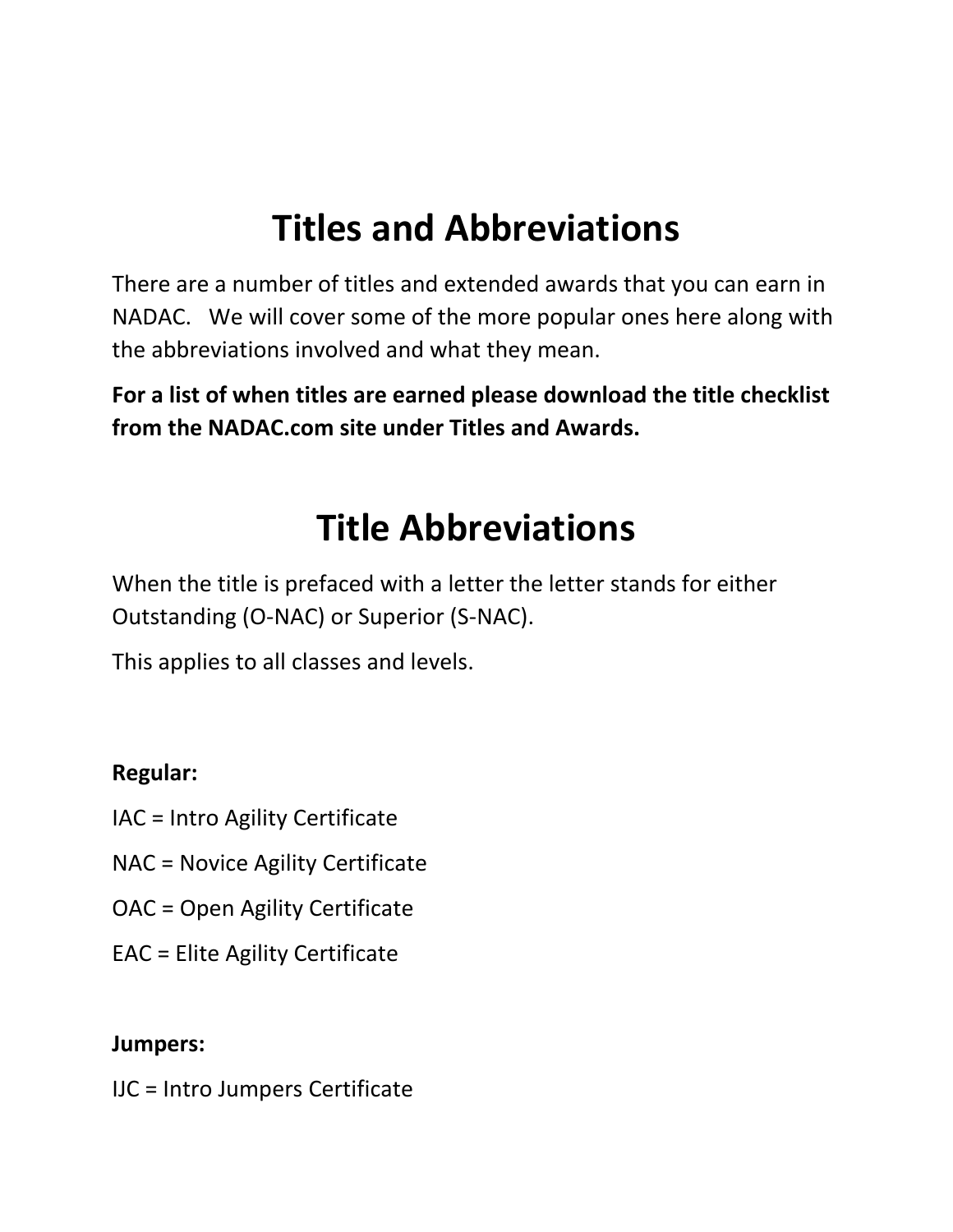# Titles and Abbreviations

There are a number of titles and extended awards that you can earn in NADAC. We will cover some of the more popular ones here along with the abbreviations involved and what they mean.

**For a list of when titles are earned please download the title checklist from the NADAC.com site under Titles and Awards.**

# Title Abbreviations

When the title is prefaced with a letter the letter stands for either Outstanding (O-NAC) or Superior (S-NAC).

This applies to all classes and levels.

**Regular:**

IAC = Intro Agility Certificate

NAC = Novice Agility Certificate

OAC = Open Agility Certificate

EAC = Elite Agility Certificate

**Jumpers:**

IJC = Intro Jumpers Certificate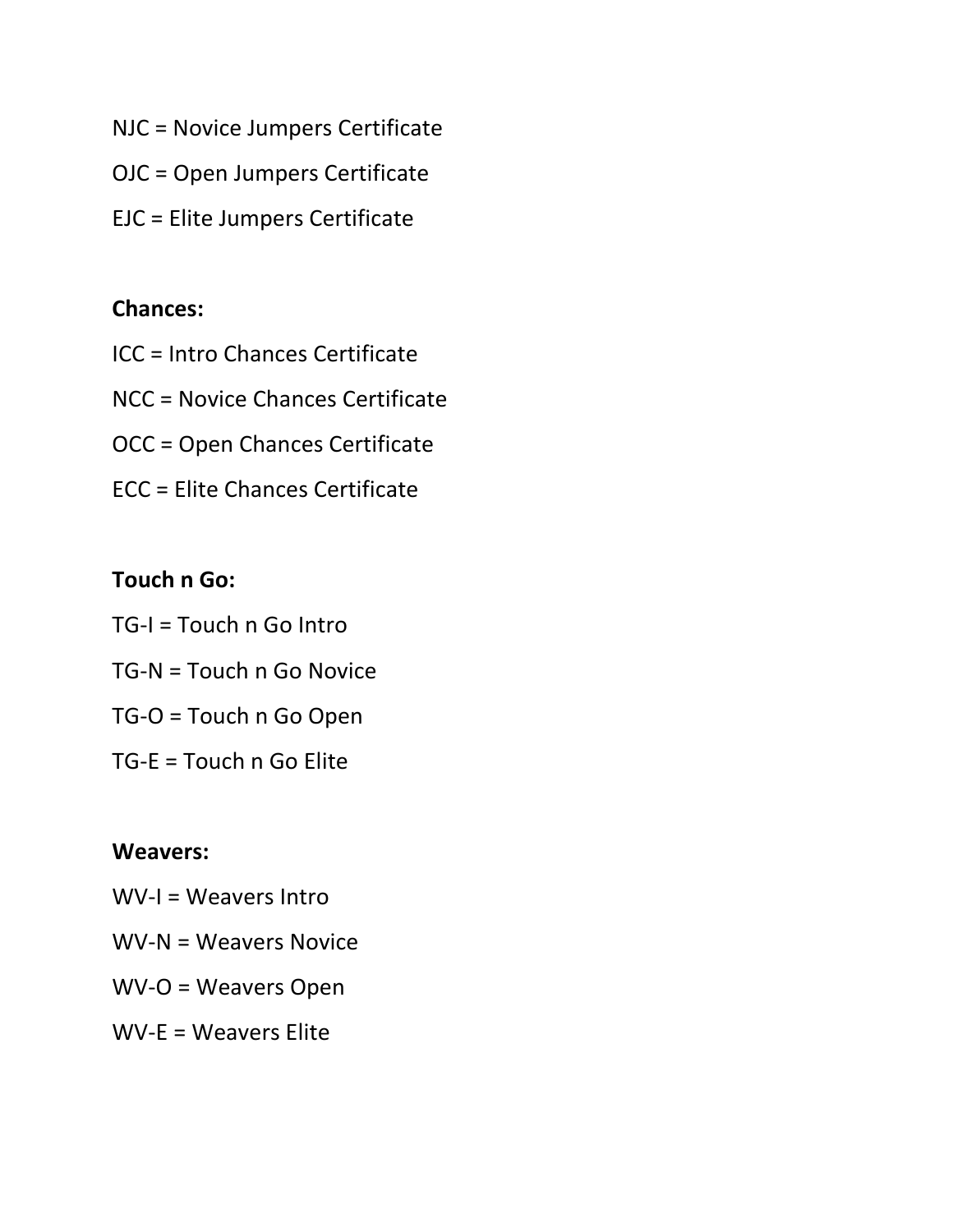NJC = Novice Jumpers Certificate

OJC = Open Jumpers Certificate

EJC = Elite Jumpers Certificate

**Chances:**

ICC = Intro Chances Certificate

NCC = Novice Chances Certificate

OCC = Open Chances Certificate

ECC = Elite Chances Certificate

**Touch n Go:**

TG-I = Touch n Go Intro

TG-N = Touch n Go Novice

TG-O = Touch n Go Open

TG-E = Touch n Go Elite

**Weavers:**

WV-I = Weavers Intro

WV-N = Weavers Novice

WV-O = Weavers Open

WV-E = Weavers Elite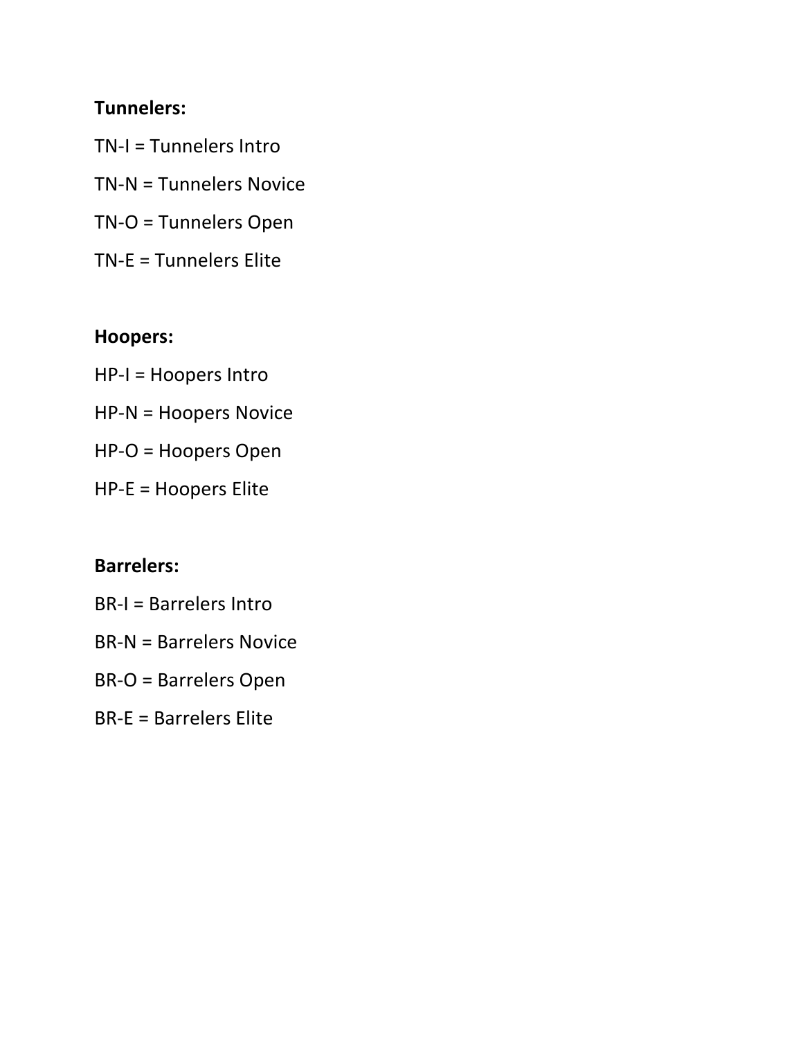**Tunnelers:**

TN-I = Tunnelers Intro

TN-N = Tunnelers Novice

TN-O = Tunnelers Open

TN-E = Tunnelers Elite

**Hoopers:**

HP-I = Hoopers Intro

HP-N = Hoopers Novice

HP-O = Hoopers Open

HP-E = Hoopers Elite

**Barrelers:**

BR-I = Barrelers Intro

BR-N = Barrelers Novice

BR-O = Barrelers Open

BR-E = Barrelers Elite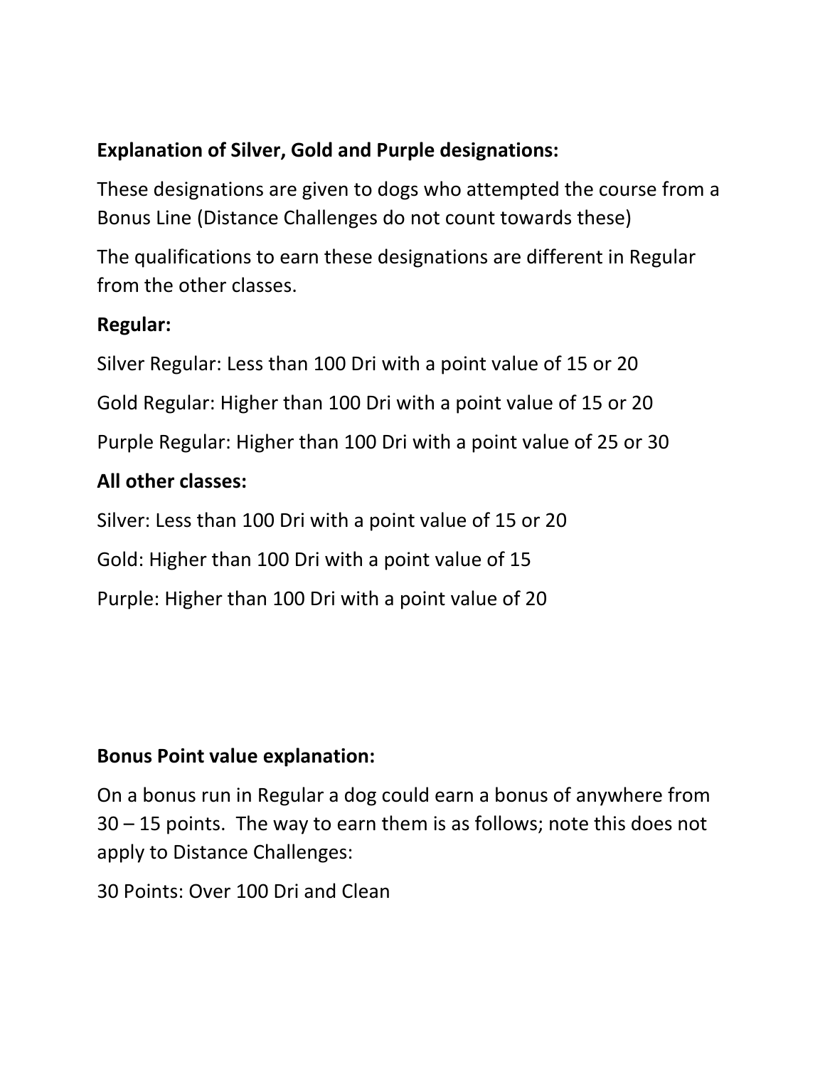**Explanation of Silver, Gold and Purple designations:**

These designations are given to dogs who attempted the course from a Bonus Line (Distance Challenges do not count towards these)

The qualifications to earn these designations are different in Regular from the other classes.

**Regular:**

Silver Regular: Less than 100 Dri with a point value of 15 or 20

Gold Regular: Higher than 100 Dri with a point value of 15 or 20

Purple Regular: Higher than 100 Dri with a point value of 25 or 30

**All other classes:**

Silver: Less than 100 Dri with a point value of 15 or 20

Gold: Higher than 100 Dri with a point value of 15

Purple: Higher than 100 Dri with a point value of 20

**Bonus Point value explanation:**

On a bonus run in Regular a dog could earn a bonus of anywhere from 30 – 15 points. The way to earn them is as follows; note this does not apply to Distance Challenges:

30 Points: Over 100 Dri and Clean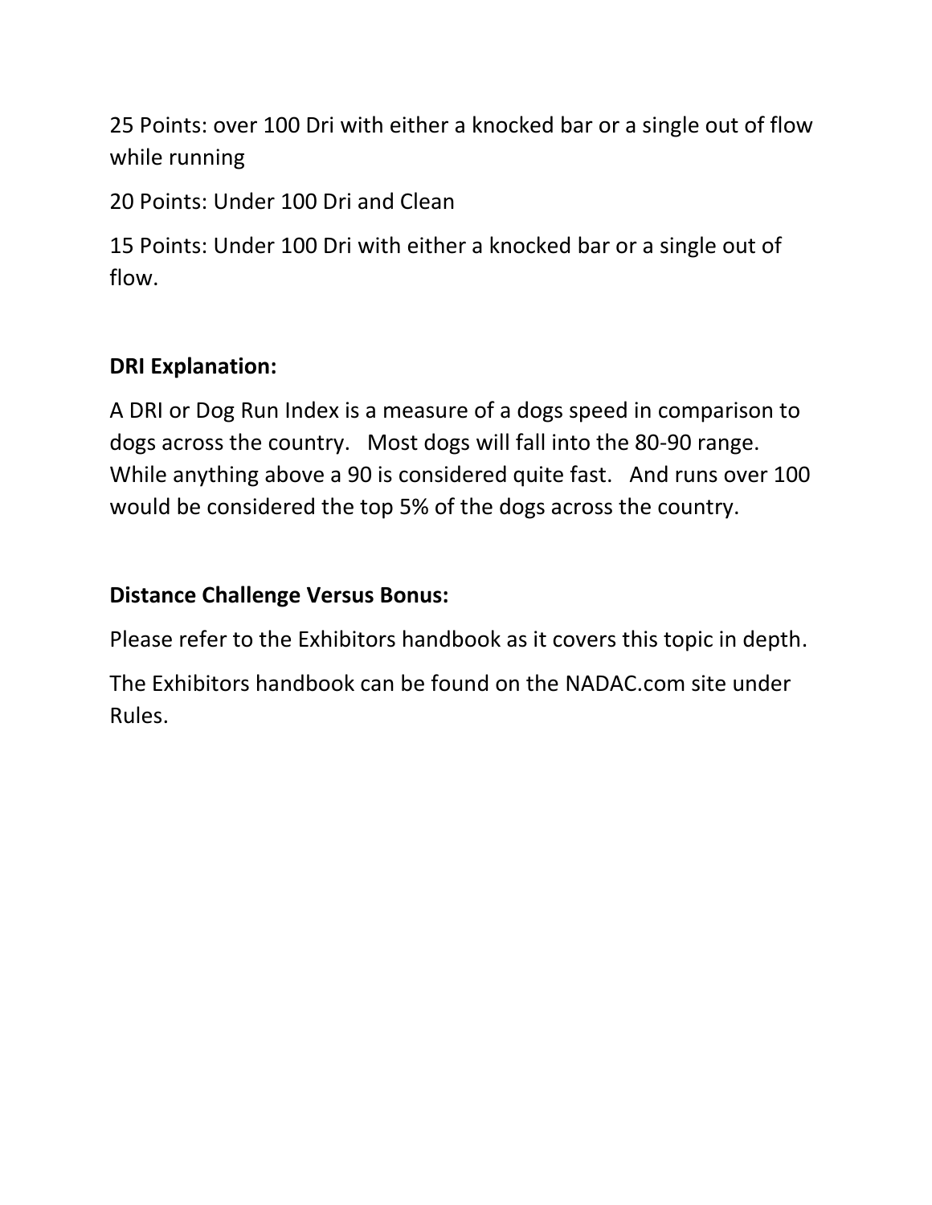25 Points: over 100 Dri with either a knocked bar or a single out of flow while running

20 Points: Under 100 Dri and Clean

15 Points: Under 100 Dri with either a knocked bar or a single out of flow.

**DRI Explanation:**

A DRI or Dog Run Index is a measure of a dogs speed in comparison to dogs across the country. Most dogs will fall into the 80-90 range. While anything above a 90 is considered quite fast. And runs over 100 would be considered the top 5% of the dogs across the country.

**Distance Challenge Versus Bonus:**

Please refer to the Exhibitors handbook as it covers this topic in depth.

The Exhibitors handbook can be found on the NADAC.com site under Rules.